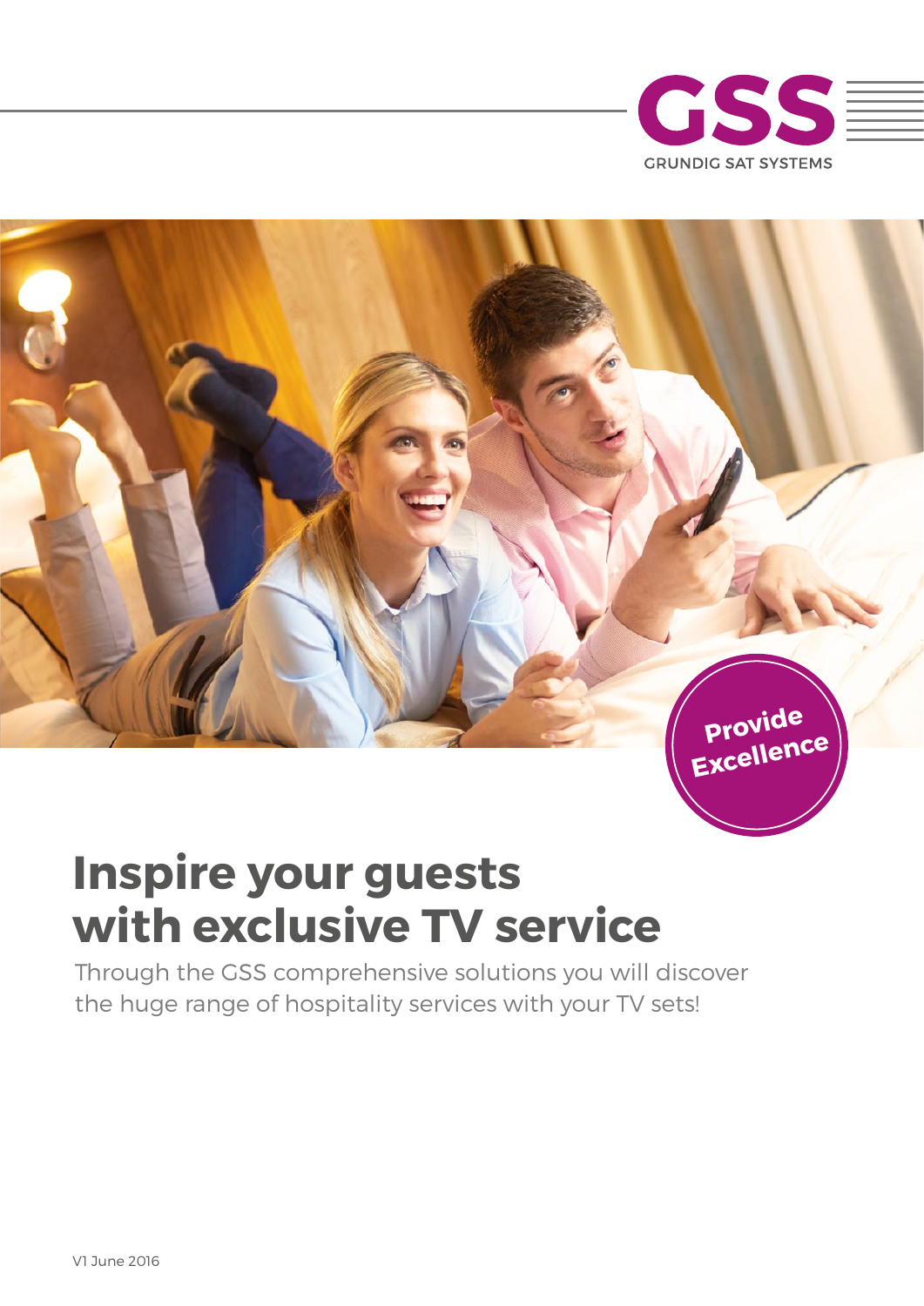GSS

GRUNDIG SAT SYSTEMS

Provide Excellence

# Inspire your guests with exclusive TV service

Through the GSS comprehensive solutions you will discover the huge range of hospitality services with your TV sets!

V1 June 2016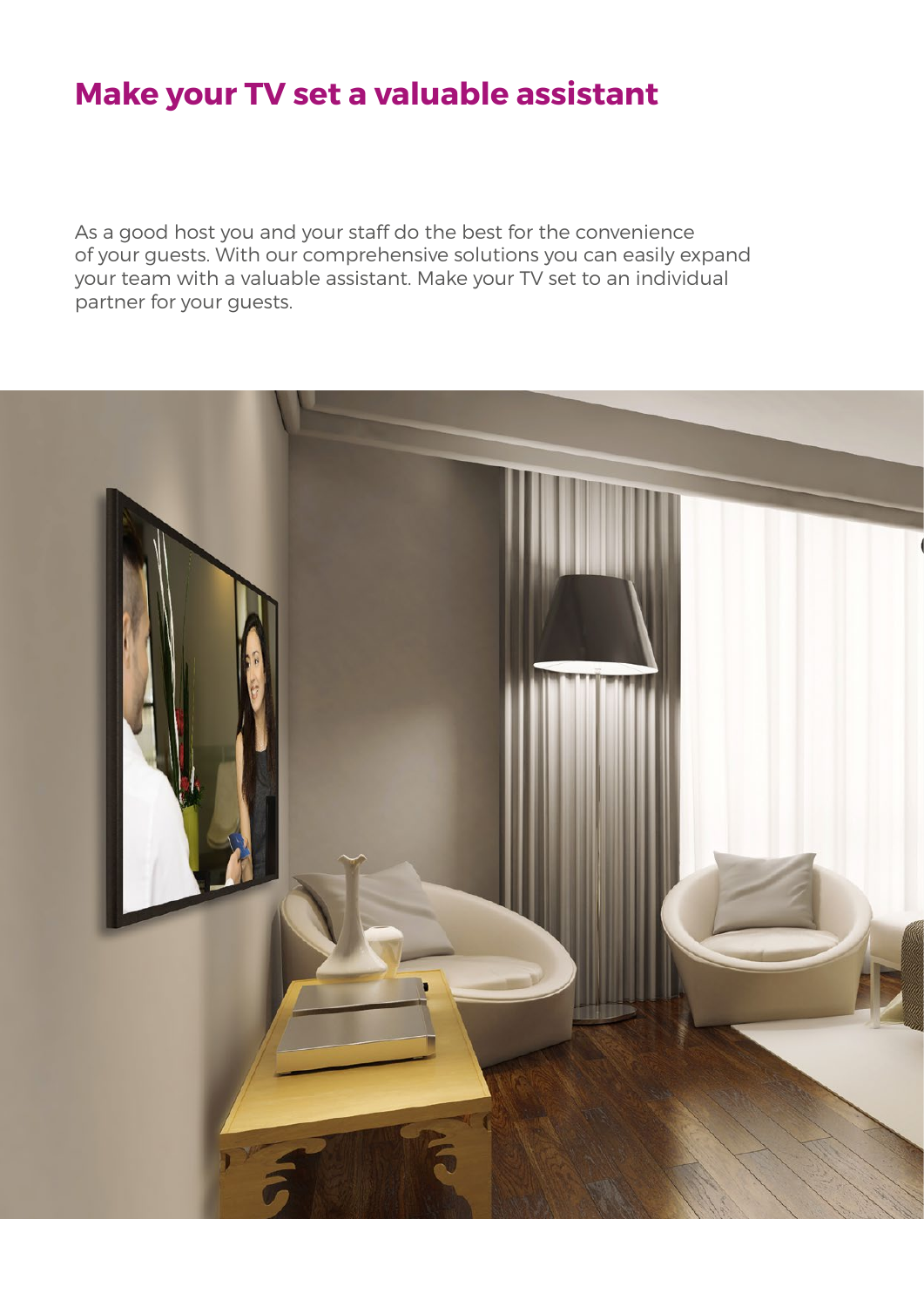# Make your TV set a valuable assistant

As a good host you and your staff do the best for the convenience of your guests. With our comprehensive solutions you can easily expand your team with a valuable assistant. Make your TV set to an individual partner for your guests.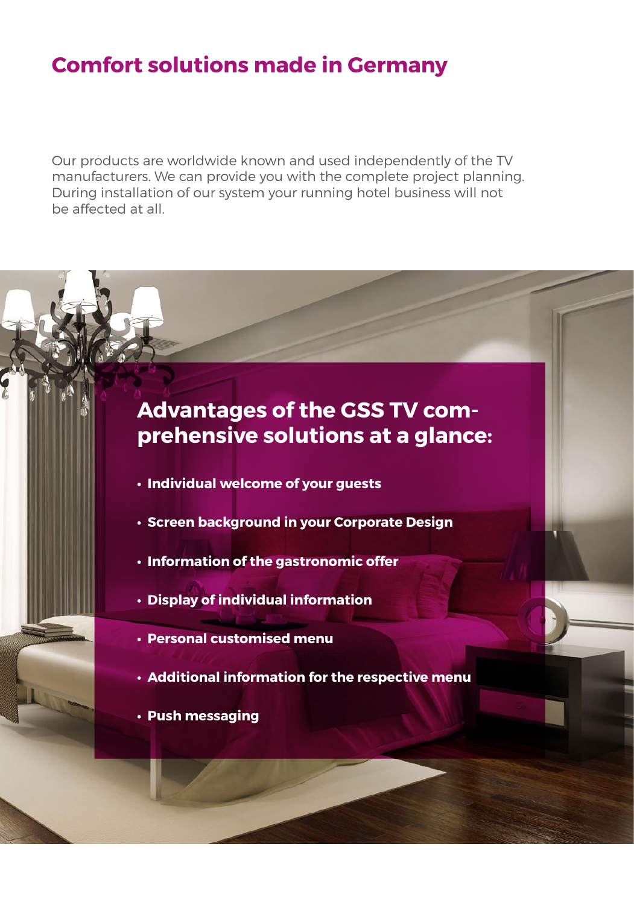# Comfort solutions made in Germany

Our products are worldwide known and used independently of the TV manufacturers. We can provide you with the complete project planning. During installation of our system your running hotel business will not be affected at all.

## Advantages of the GSS TV comprehensive solutions at a glance:

- **Individual welcome of your guests**
- **Screen background in your Corporate Design**
- **Information of the gastronomic offer**
- **Display of individual information**
- **Personal customised menu**
- **Additional information for the respective menu**
- **Push messaging**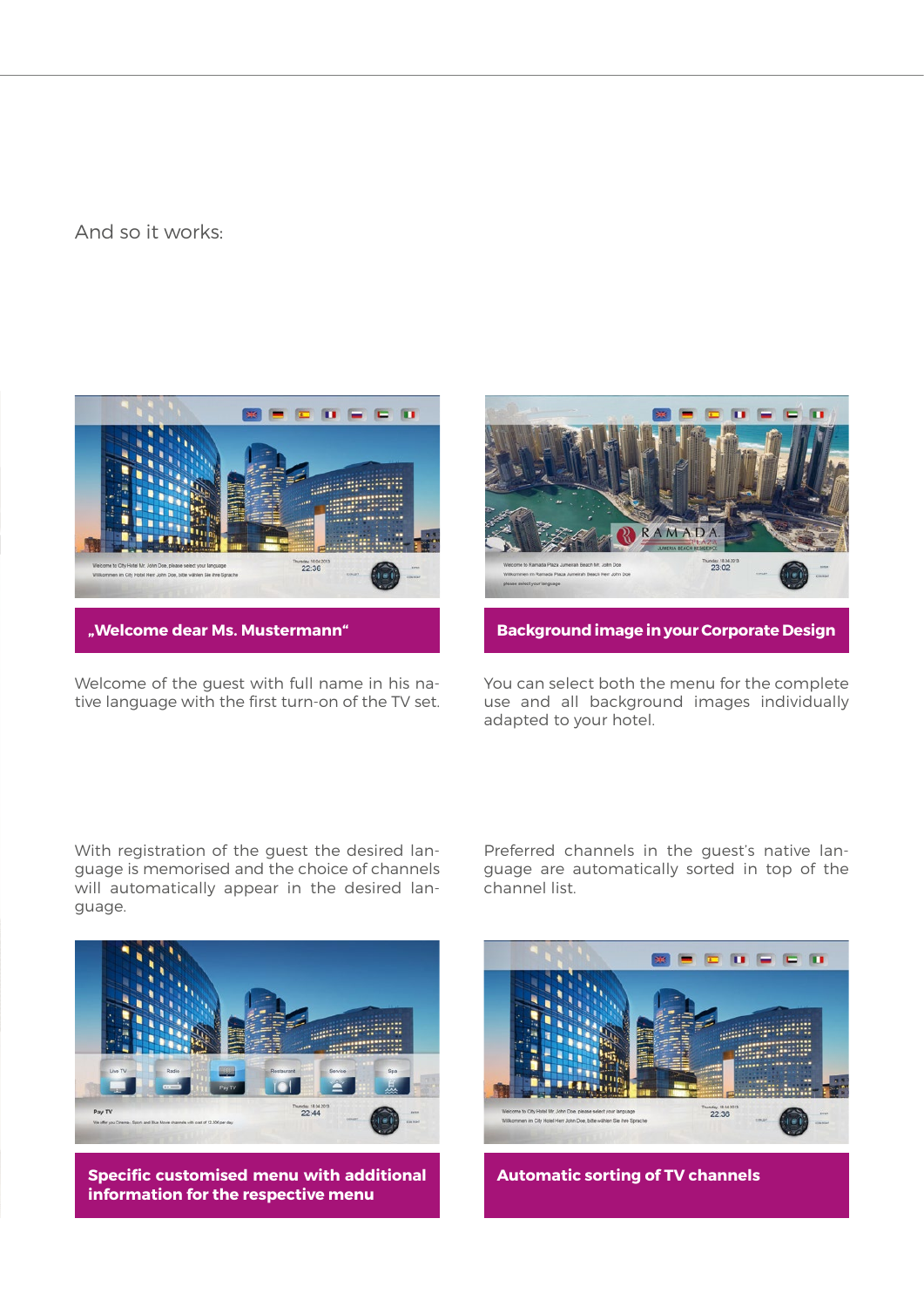And so it works:

**„Welcome dear Ms. Mustermann“**

Welcome of the guest with full name in his native language with the first turn-on of the TV set.

**Background image in your Corporate Design**

You can select both the menu for the complete use and all background images individually adapted to your hotel.

With registration of the guest the desired language is memorised and the choice of channels will automatically appear in the desired language.

**Specific customised menu with additional information for the respective menu**

Preferred channels in the guest's native language are automatically sorted in top of the channel list.

**Automatic sorting of TV channels**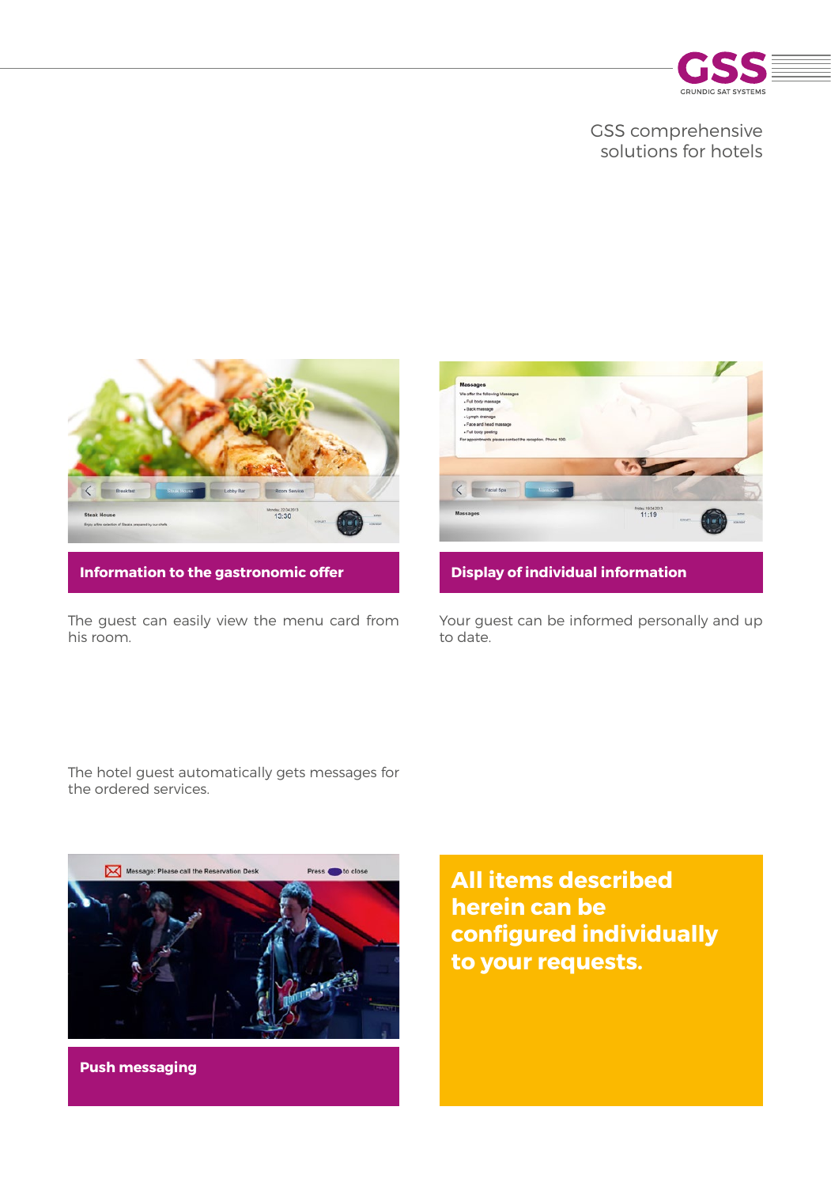GSS comprehensive solutions for hotels

**Information to the gastronomic offer**

The guest can easily view the menu card from his room.

**Display of individual information**

Your guest can be informed personally and up to date.

The hotel guest automatically gets messages for the ordered services.

**Push messaging**

**All items described herein can be configured individually to your requests.**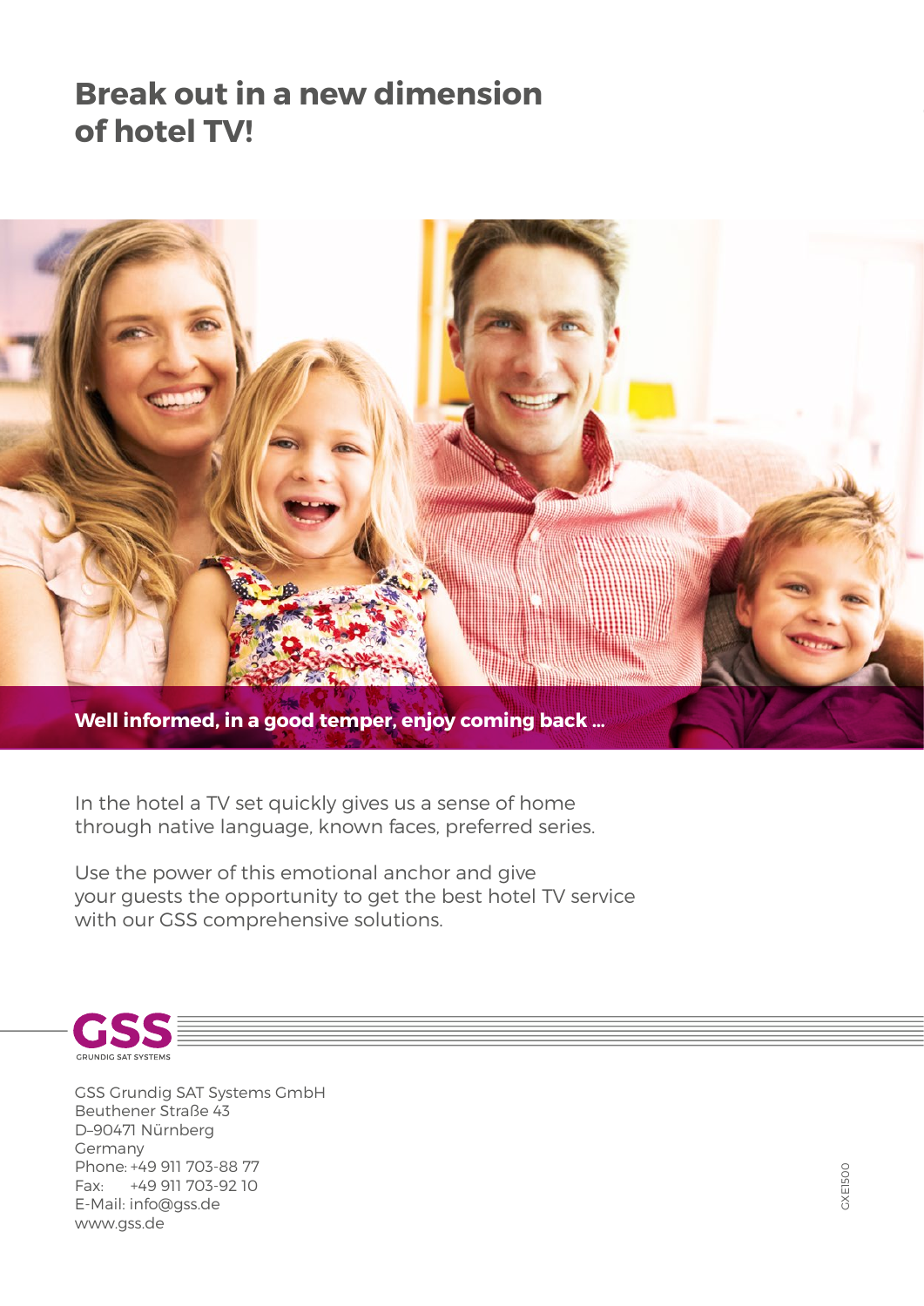# Break out in a new dimension of hotel TV!

**Well informed, in a good temper, enjoy coming back ...**

In the hotel a TV set quickly gives us a sense of home through native language, known faces, preferred series.

Use the power of this emotional anchor and give your guests the opportunity to get the best hotel TV service with our GSS comprehensive solutions.

GSS
GRUNDIG SAT SYSTEMS

GSS Grundig SAT Systems GmbH
Beuthener Straße 43
D–90471 Nürnberg
Germany
Phone: +49 911 703-88 77
Fax: +49 911 703-92 10
E-Mail: info@gss.de
www.gss.de

GXE1500